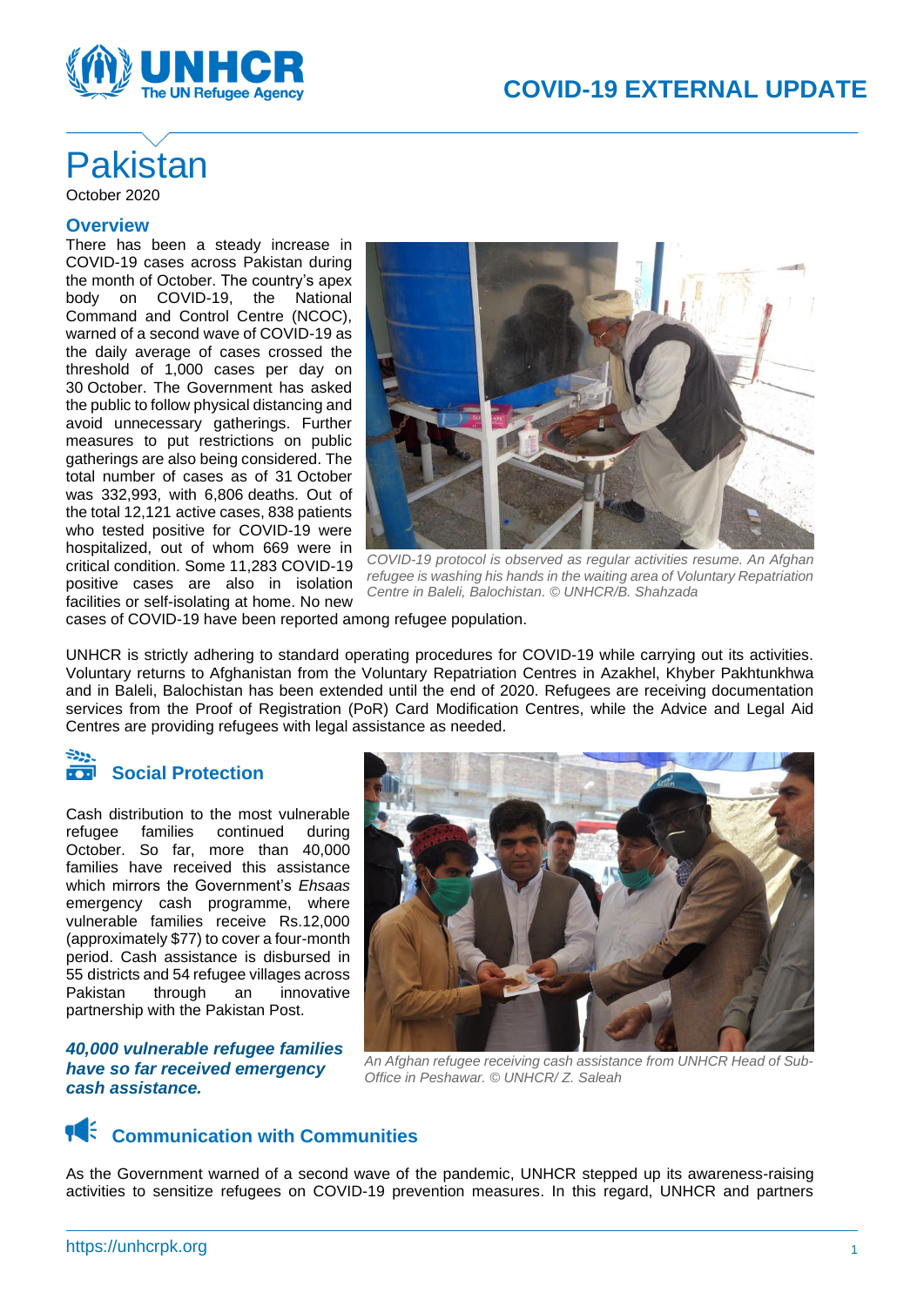# COVID-19 EXTERNAL UPDATE

# Pakistan

October 2020

## Overview

There has been a steady increase in COVID-19 cases across Pakistan during the month of October. The country's apex body on COVID-19, the National Command and Control Centre (NCOC), warned of a second wave of COVID-19 as the daily average of cases crossed the threshold of 1,000 cases per day on 30 October. The Government has asked the public to follow physical distancing and avoid unnecessary gatherings. Further measures to put restrictions on public gatherings are also being considered. The total number of cases as of 31 October was 332,993, with 6,806 deaths. Out of the total 12,121 active cases, 838 patients who tested positive for COVID-19 were hospitalized, out of whom 669 were in critical condition. Some 11,283 COVID-19 positive cases are also in isolation facilities or self-isolating at home. No new cases of COVID-19 have been reported among refugee population.

*COVID-19 protocol is observed as regular activities resume. An Afghan refugee is washing his hands in the waiting area of Voluntary Repatriation Centre in Baleli, Balochistan. © UNHCR/B. Shahzada*

UNHCR is strictly adhering to standard operating procedures for COVID-19 while carrying out its activities. Voluntary returns to Afghanistan from the Voluntary Repatriation Centres in Azakhel, Khyber Pakhtunkhwa and in Baleli, Balochistan has been extended until the end of 2020. Refugees are receiving documentation services from the Proof of Registration (PoR) Card Modification Centres, while the Advice and Legal Aid Centres are providing refugees with legal assistance as needed.

## Social Protection

Cash distribution to the most vulnerable refugee families continued during October. So far, more than 40,000 families have received this assistance which mirrors the Government's *Ehsaas* emergency cash programme, where vulnerable families receive Rs.12,000 (approximately $77) to cover a four-month period. Cash assistance is disbursed in 55 districts and 54 refugee villages across Pakistan through an innovative partnership with the Pakistan Post.

***40,000 vulnerable refugee families have so far received emergency cash assistance.***

*An Afghan refugee receiving cash assistance from UNHCR Head of Sub-Office in Peshawar. © UNHCR/ Z. Saleah*

## Communication with Communities

As the Government warned of a second wave of the pandemic, UNHCR stepped up its awareness-raising activities to sensitize refugees on COVID-19 prevention measures. In this regard, UNHCR and partners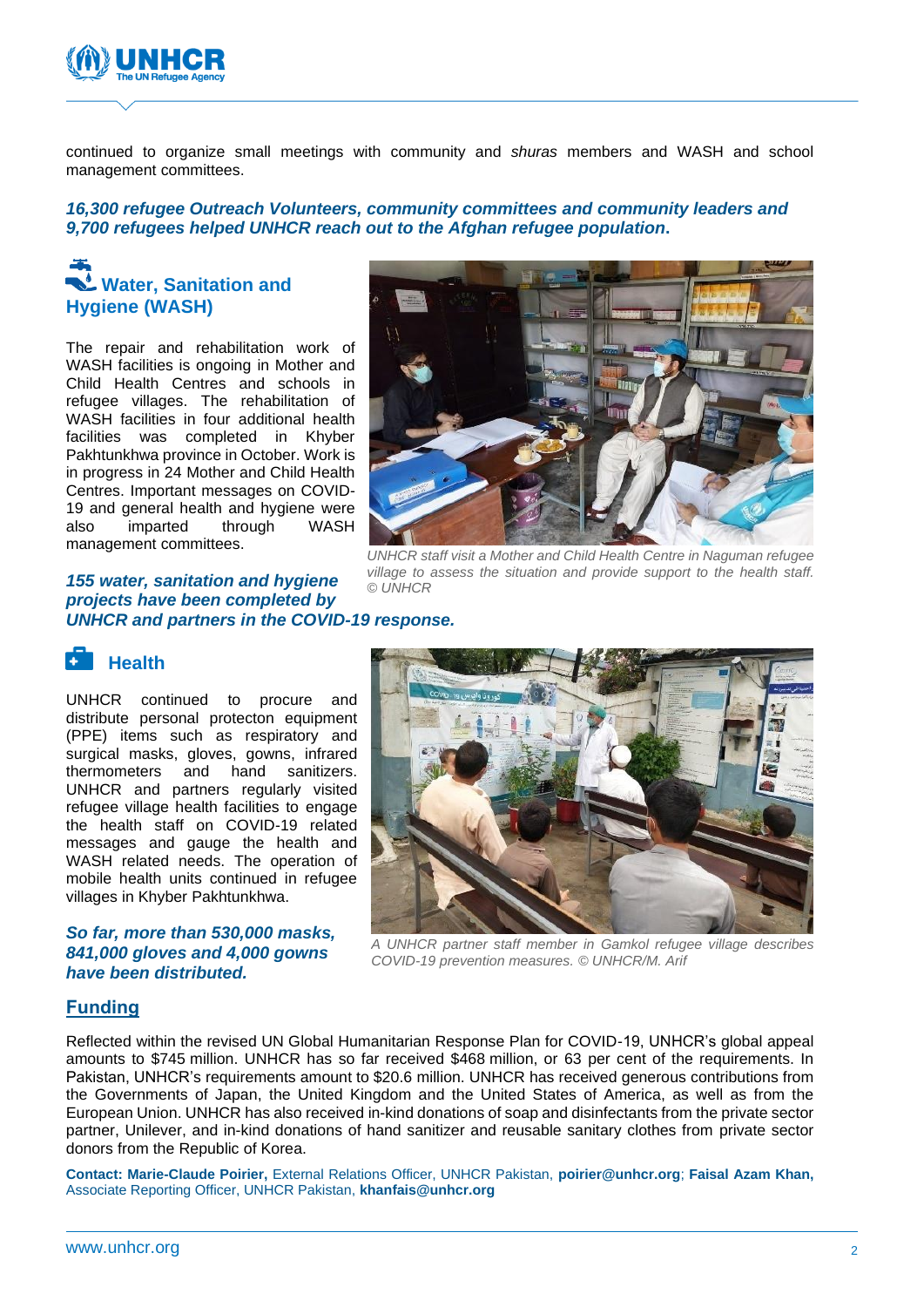continued to organize small meetings with community and *shuras* members and WASH and school management committees.

***16,300 refugee Outreach Volunteers, community committees and community leaders and 9,700 refugees helped UNHCR reach out to the Afghan refugee population.***

## Water, Sanitation and Hygiene (WASH)

The repair and rehabilitation work of WASH facilities is ongoing in Mother and Child Health Centres and schools in refugee villages. The rehabilitation of WASH facilities in four additional health facilities was completed in Khyber Pakhtunkhwa province in October. Work is in progress in 24 Mother and Child Health Centres. Important messages on COVID-19 and general health and hygiene were also imparted through WASH management committees.

*UNHCR staff visit a Mother and Child Health Centre in Naguman refugee village to assess the situation and provide support to the health staff. © UNHCR*

***155 water, sanitation and hygiene projects have been completed by UNHCR and partners in the COVID-19 response.***

## Health

UNHCR continued to procure and distribute personal protecton equipment (PPE) items such as respiratory and surgical masks, gloves, gowns, infrared thermometers and hand sanitizers. UNHCR and partners regularly visited refugee village health facilities to engage the health staff on COVID-19 related messages and gauge the health and WASH related needs. The operation of mobile health units continued in refugee villages in Khyber Pakhtunkhwa.

***So far, more than 530,000 masks, 841,000 gloves and 4,000 gowns have been distributed.***

*A UNHCR partner staff member in Gamkol refugee village describes COVID-19 prevention measures. © UNHCR/M. Arif*

## Funding

Reflected within the revised UN Global Humanitarian Response Plan for COVID-19, UNHCR's global appeal amounts to $745 million. UNHCR has so far received $468 million, or 63 per cent of the requirements. In Pakistan, UNHCR's requirements amount to $20.6 million. UNHCR has received generous contributions from the Governments of Japan, the United Kingdom and the United States of America, as well as from the European Union. UNHCR has also received in-kind donations of soap and disinfectants from the private sector partner, Unilever, and in-kind donations of hand sanitizer and reusable sanitary clothes from private sector donors from the Republic of Korea.

**Contact: Marie-Claude Poirier,** External Relations Officer, UNHCR Pakistan, **poirier@unhcr.org**; **Faisal Azam Khan,** Associate Reporting Officer, UNHCR Pakistan, **khanfais@unhcr.org**